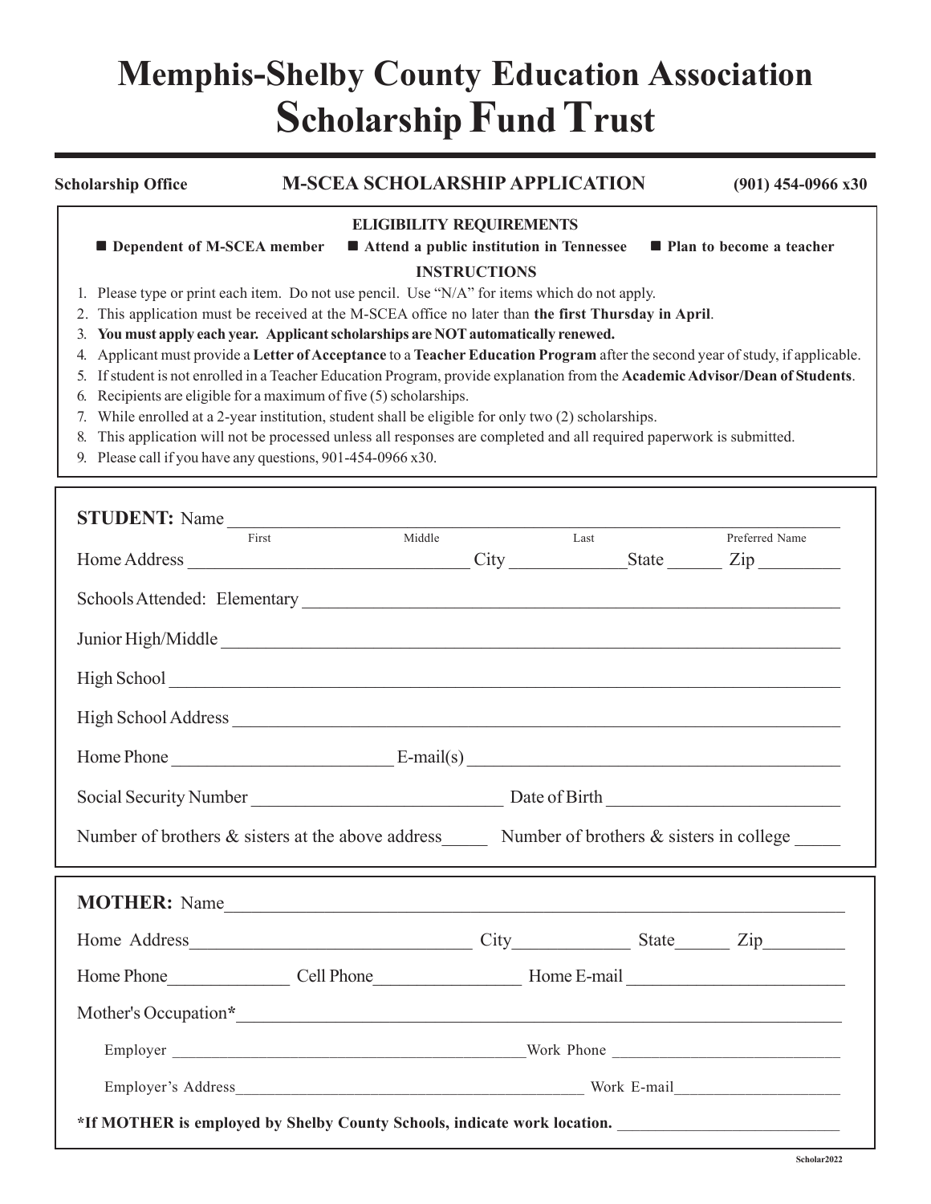# Memphis-Shelby County Education Association Scholarship Fund Trust

**Scholarship Office** — **M-SCEA SCHOLARSHIP APPLICATION** — **(901) 454-0966 x30**

### ELIGIBILITY REQUIREMENTS

- **Dependent of M-SCEA member**
- **Attend a public institution in Tennessee**
- **Plan to become a teacher**

### INSTRUCTIONS

1. Please type or print each item. Do not use pencil. Use "N/A" for items which do not apply.
2. This application must be received at the M-SCEA office no later than **the first Thursday in April**.
3. **You must apply each year. Applicant scholarships are NOT automatically renewed.**
4. Applicant must provide a **Letter of Acceptance** to a **Teacher Education Program** after the second year of study, if applicable.
5. If student is not enrolled in a Teacher Education Program, provide explanation from the **Academic Advisor/Dean of Students**.
6. Recipients are eligible for a maximum of five (5) scholarships.
7. While enrolled at a 2-year institution, student shall be eligible for only two (2) scholarships.
8. This application will not be processed unless all responses are completed and all required paperwork is submitted.
9. Please call if you have any questions, 901-454-0966 x30.

**STUDENT:** Name ______________________________________________________________
First Middle Last Preferred Name

Home Address ______________________________ City ____________ State ______ Zip _________

Schools Attended: Elementary ______________________________________________________

Junior High/Middle ______________________________________________________________

High School ___________________________________________________________________

High School Address ______________________________________________________________

Home Phone _______________________ E-mail(s) _______________________________________

Social Security Number __________________________ Date of Birth ________________________

Number of brothers & sisters at the above address_____ Number of brothers & sisters in college _____

**MOTHER:** Name ______________________________________________________________

Home Address ______________________________ City ____________ State ______ Zip _________

Home Phone _____________ Cell Phone _______________ Home E-mail _______________________

Mother's Occupation**\*** ___________________________________________________________

Employer ___________________________________________ Work Phone ___________________________

Employer's Address ______________________________________ Work E-mail ____________________

**\*If MOTHER is employed by Shelby County Schools, indicate work location.** ___________________________

Scholar2022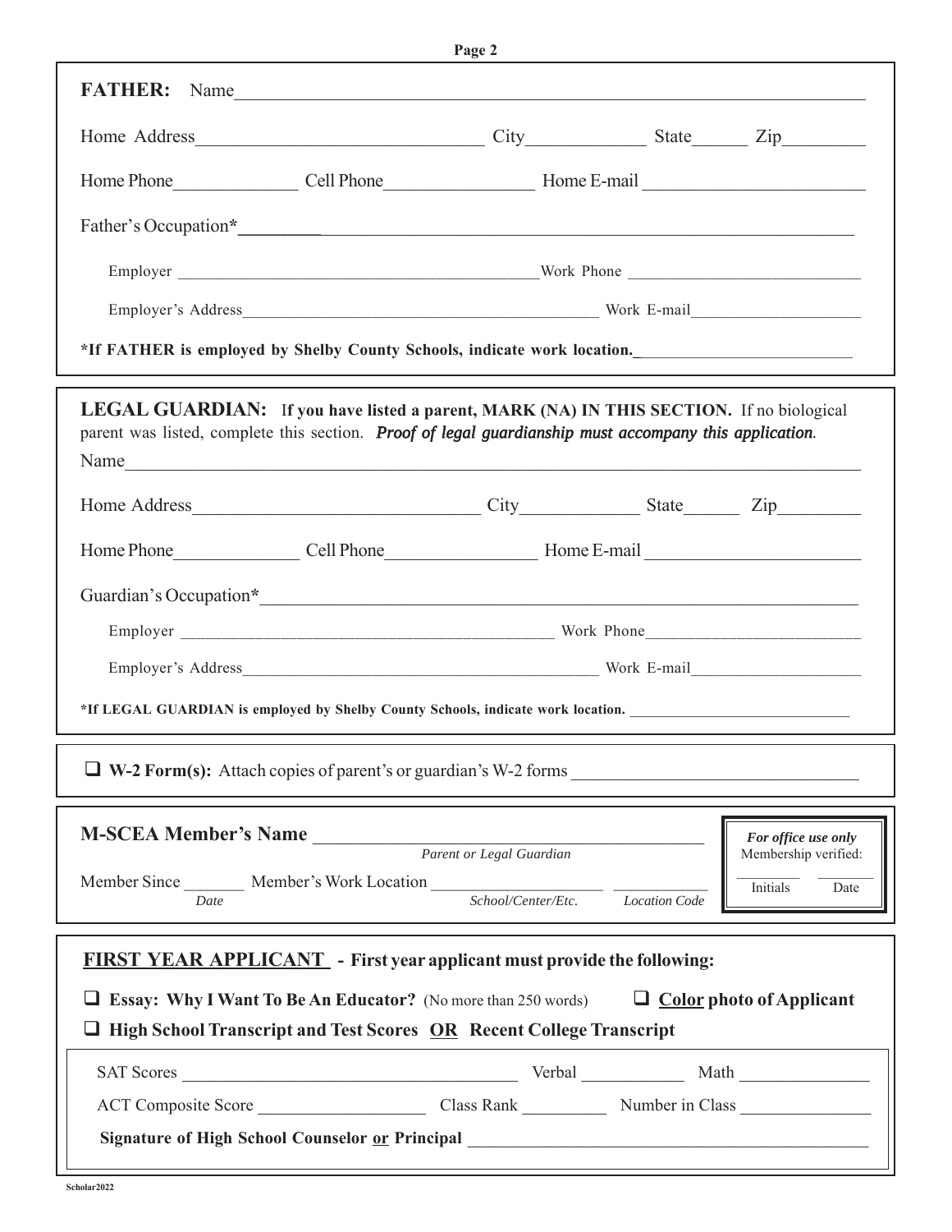**FATHER:** Name ____________________________________________

Home Address ______________________ City __________ State ______ Zip ________

Home Phone ____________ Cell Phone ______________ Home E-mail ____________________

Father's Occupation* ____________________________________________

Employer ______________________________ Work Phone ______________________

Employer's Address ______________________________ Work E-mail ________________

***If FATHER is employed by Shelby County Schools, indicate work location.** ____________________

---

**LEGAL GUARDIAN:** **If you have listed a parent, MARK (NA) IN THIS SECTION.** If no biological parent was listed, complete this section. ***Proof of legal guardianship must accompany this application.***

Name ____________________________________________

Home Address ______________________ City __________ State ______ Zip ________

Home Phone ____________ Cell Phone ______________ Home E-mail ____________________

Guardian's Occupation* ____________________________________________

Employer ______________________________ Work Phone ______________________

Employer's Address ______________________________ Work E-mail ________________

***If LEGAL GUARDIAN is employed by Shelby County Schools, indicate work location.** ____________________

---

❑ **W-2 Form(s):** Attach copies of parent's or guardian's W-2 forms ____________________

---

**M-SCEA Member's Name** ______________________________
*Parent or Legal Guardian*

Member Since ________ Member's Work Location ____________________ __________
*Date* *School/Center/Etc.* *Location Code*

| ***For office use only*** Membership verified: |
|---|
| ________ Initials ________ Date |

---

**FIRST YEAR APPLICANT - First year applicant must provide the following:**

❑ **Essay: Why I Want To Be An Educator?** (No more than 250 words)

❑ **Color photo of Applicant**

❑ **High School Transcript and Test Scores OR Recent College Transcript**

SAT Scores ______________________ Verbal __________ Math ____________

ACT Composite Score ______________ Class Rank ________ Number in Class ____________

**Signature of High School Counselor or Principal** ______________________________

Scholar2022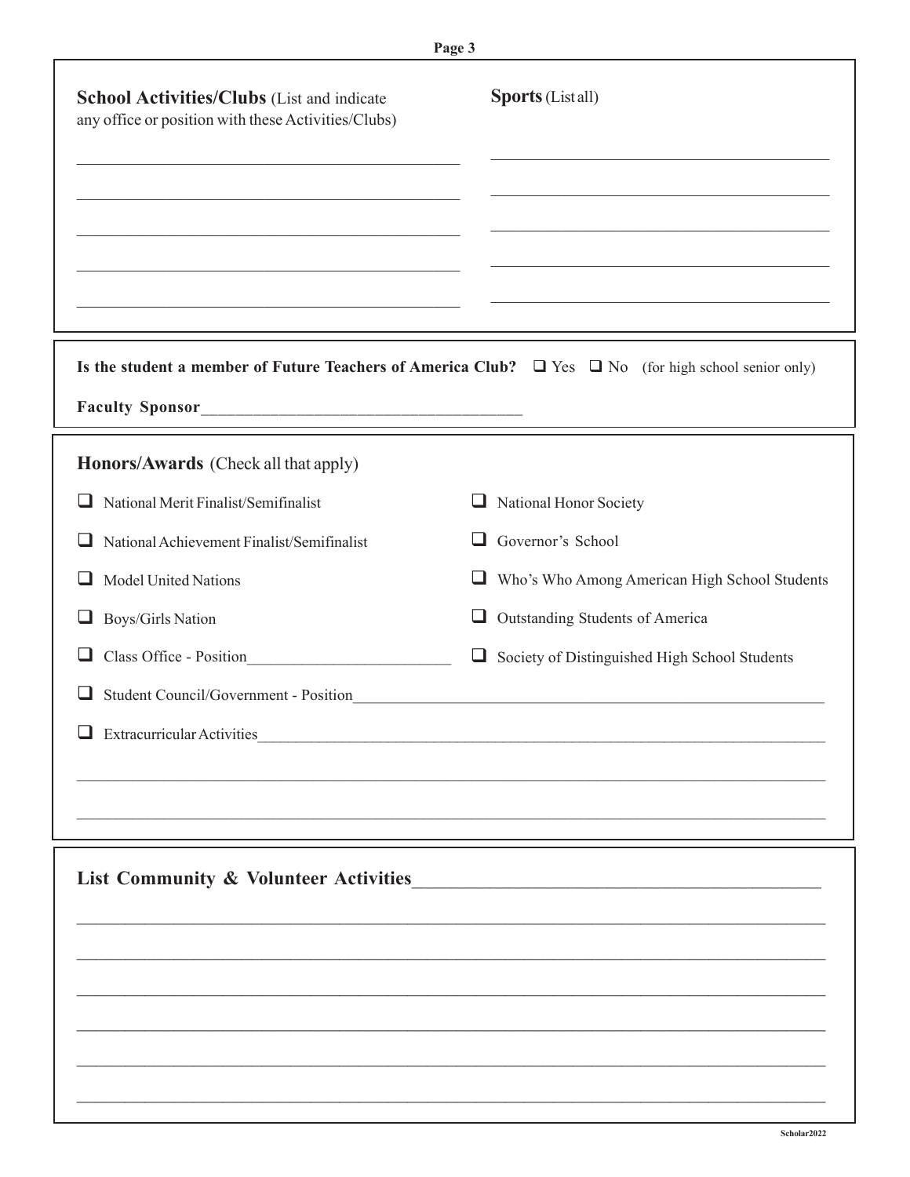**School Activities/Clubs** (List and indicate any office or position with these Activities/Clubs)

_______________________________________________

_______________________________________________

_______________________________________________

_______________________________________________

_______________________________________________

**Sports** (List all)

_______________________________________________

_______________________________________________

_______________________________________________

_______________________________________________

_______________________________________________

**Is the student a member of Future Teachers of America Club?** ☐ Yes ☐ No (for high school senior only)

**Faculty Sponsor**_______________________________________

**Honors/Awards** (Check all that apply)

- ☐ National Merit Finalist/Semifinalist
- ☐ National Achievement Finalist/Semifinalist
- ☐ Model United Nations
- ☐ Boys/Girls Nation
- ☐ Class Office - Position_________________________
- ☐ National Honor Society
- ☐ Governor's School
- ☐ Who's Who Among American High School Students
- ☐ Outstanding Students of America
- ☐ Society of Distinguished High School Students
- ☐ Student Council/Government - Position_______________________________________________
- ☐ Extracurricular Activities_______________________________________________

_______________________________________________

_______________________________________________

**List Community & Volunteer Activities**_______________________________________________

_______________________________________________

_______________________________________________

_______________________________________________

_______________________________________________

_______________________________________________

_______________________________________________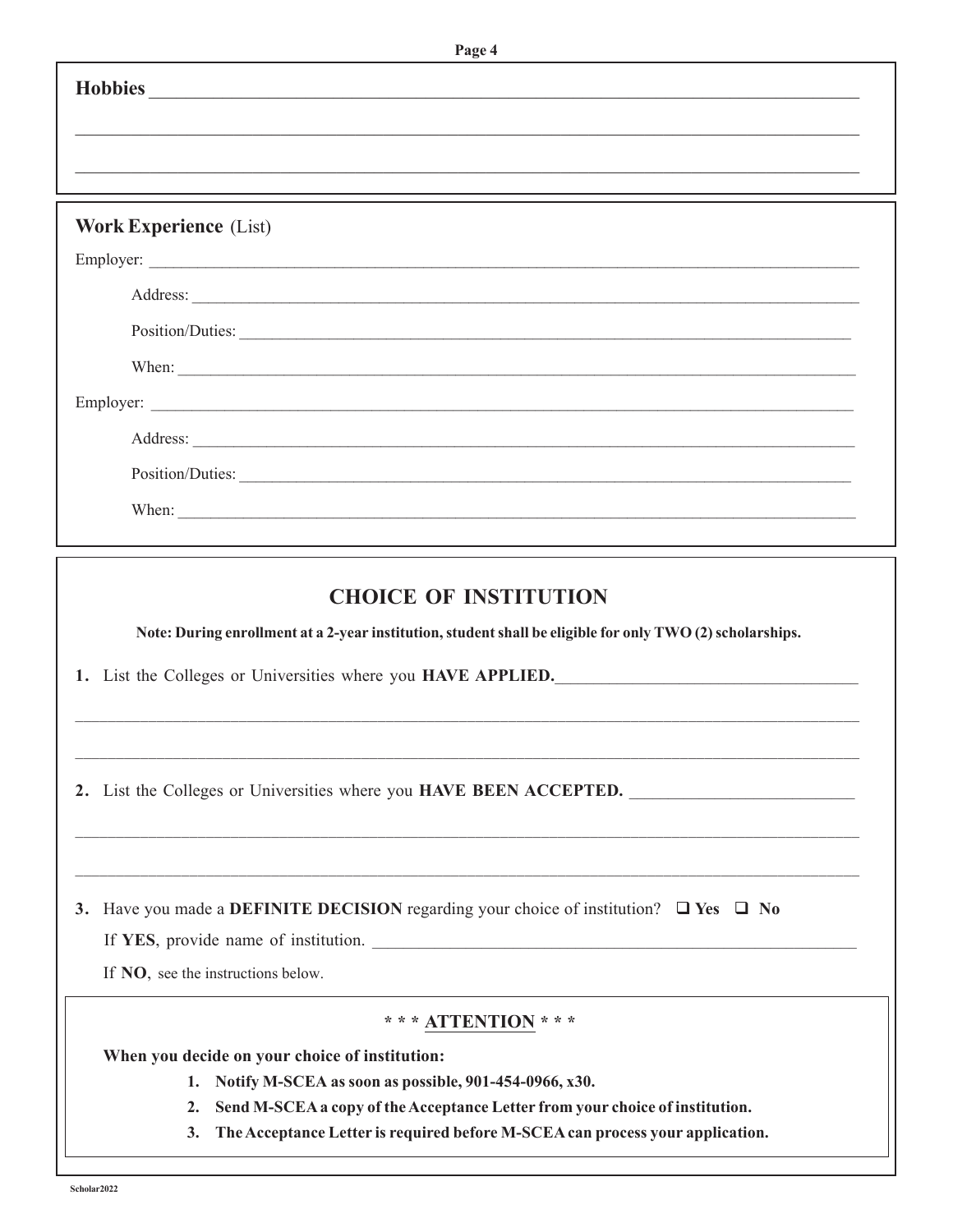**Hobbies** ________________________________________________________________________________

________________________________________________________________________________________

________________________________________________________________________________________

**Work Experience** (List)

Employer: ______________________________________________________________________________

Address: ______________________________________________________________________________

Position/Duties: _________________________________________________________________________

When: ________________________________________________________________________________

Employer: ______________________________________________________________________________

Address: ______________________________________________________________________________

Position/Duties: _________________________________________________________________________

When: ________________________________________________________________________________

## CHOICE OF INSTITUTION

**Note: During enrollment at a 2-year institution, student shall be eligible for only TWO (2) scholarships.**

1. List the Colleges or Universities where you **HAVE APPLIED.**___________________________________

________________________________________________________________________________________

________________________________________________________________________________________

2. List the Colleges or Universities where you **HAVE BEEN ACCEPTED.** _________________________

________________________________________________________________________________________

________________________________________________________________________________________

3. Have you made a **DEFINITE DECISION** regarding your choice of institution? ❑ **Yes** ❑ **No**

   If **YES**, provide name of institution. ______________________________________________________

   If **NO**, see the instructions below.

### * * * ATTENTION * * *

**When you decide on your choice of institution:**

1. **Notify M-SCEA as soon as possible, 901-454-0966, x30.**
2. **Send M-SCEA a copy of the Acceptance Letter from your choice of institution.**
3. **The Acceptance Letter is required before M-SCEA can process your application.**

Scholar2022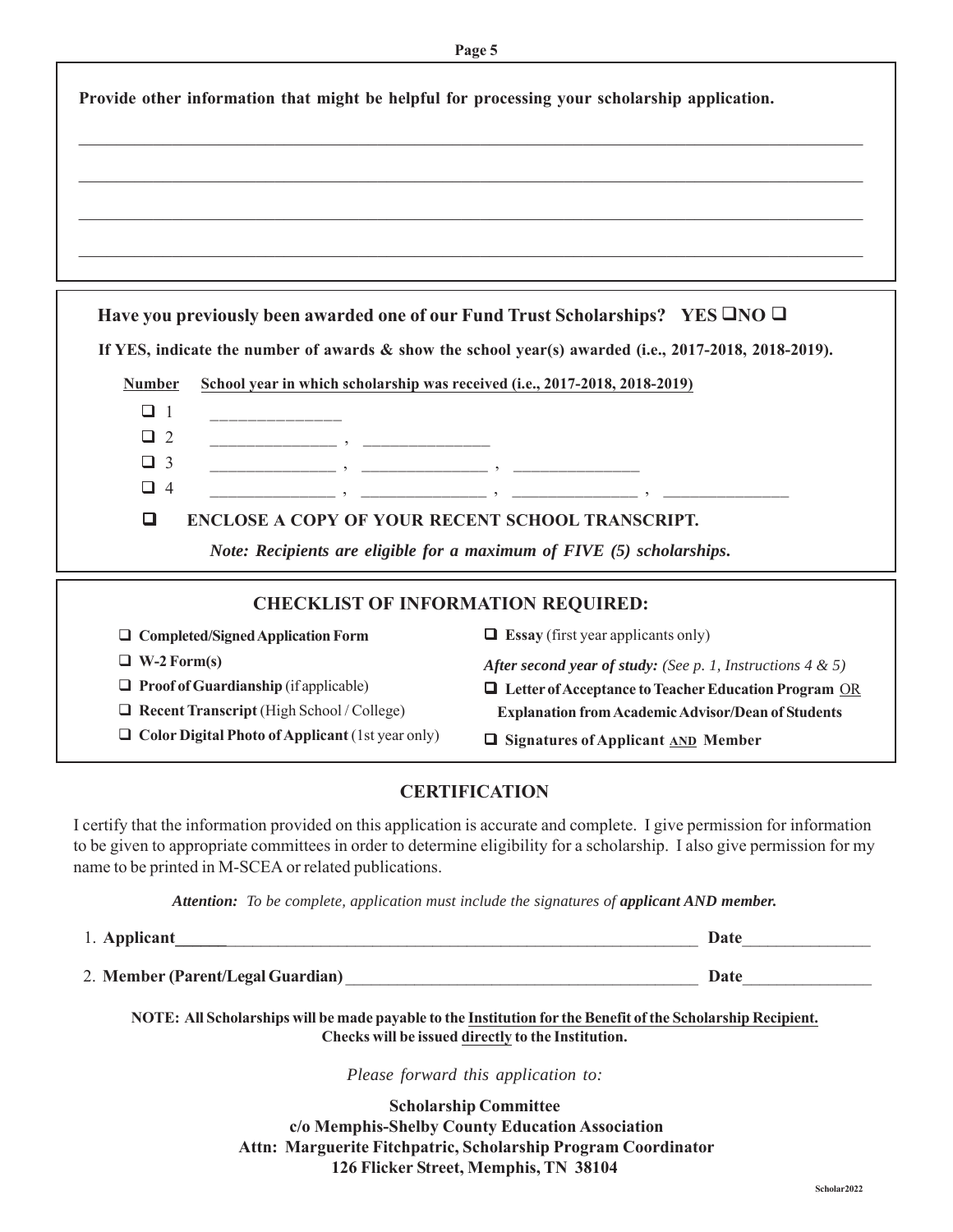**Provide other information that might be helpful for processing your scholarship application.**

\_\_\_\_\_\_\_\_\_\_\_\_\_\_\_\_\_\_\_\_\_\_\_\_\_\_\_\_\_\_\_\_\_\_\_\_\_\_\_\_\_\_\_\_\_\_\_\_\_\_\_\_\_\_\_\_\_\_\_\_\_\_\_\_\_\_\_\_\_\_\_\_\_\_\_\_\_\_

\_\_\_\_\_\_\_\_\_\_\_\_\_\_\_\_\_\_\_\_\_\_\_\_\_\_\_\_\_\_\_\_\_\_\_\_\_\_\_\_\_\_\_\_\_\_\_\_\_\_\_\_\_\_\_\_\_\_\_\_\_\_\_\_\_\_\_\_\_\_\_\_\_\_\_\_\_\_

\_\_\_\_\_\_\_\_\_\_\_\_\_\_\_\_\_\_\_\_\_\_\_\_\_\_\_\_\_\_\_\_\_\_\_\_\_\_\_\_\_\_\_\_\_\_\_\_\_\_\_\_\_\_\_\_\_\_\_\_\_\_\_\_\_\_\_\_\_\_\_\_\_\_\_\_\_\_

\_\_\_\_\_\_\_\_\_\_\_\_\_\_\_\_\_\_\_\_\_\_\_\_\_\_\_\_\_\_\_\_\_\_\_\_\_\_\_\_\_\_\_\_\_\_\_\_\_\_\_\_\_\_\_\_\_\_\_\_\_\_\_\_\_\_\_\_\_\_\_\_\_\_\_\_\_\_

**Have you previously been awarded one of our Fund Trust Scholarships? YES ❑ NO ❑**

**If YES, indicate the number of awards & show the school year(s) awarded (i.e., 2017-2018, 2018-2019).**

| Number | School year in which scholarship was received (i.e., 2017-2018, 2018-2019) |
|---|---|
| ❑ 1 | \_\_\_\_\_\_\_\_\_\_\_\_ |
| ❑ 2 | \_\_\_\_\_\_\_\_\_\_\_\_ , \_\_\_\_\_\_\_\_\_\_\_\_ |
| ❑ 3 | \_\_\_\_\_\_\_\_\_\_\_\_ , \_\_\_\_\_\_\_\_\_\_\_\_ , \_\_\_\_\_\_\_\_\_\_\_\_ |
| ❑ 4 | \_\_\_\_\_\_\_\_\_\_\_\_ , \_\_\_\_\_\_\_\_\_\_\_\_ , \_\_\_\_\_\_\_\_\_\_\_\_ , \_\_\_\_\_\_\_\_\_\_\_\_ |

❑ **ENCLOSE A COPY OF YOUR RECENT SCHOOL TRANSCRIPT.**

***Note: Recipients are eligible for a maximum of FIVE (5) scholarships.***

## CHECKLIST OF INFORMATION REQUIRED:

- ❑ **Completed/Signed Application Form**
- ❑ **W-2 Form(s)**
- ❑ **Proof of Guardianship** (if applicable)
- ❑ **Recent Transcript** (High School / College)
- ❑ **Color Digital Photo of Applicant** (1st year only)
- ❑ **Essay** (first year applicants only)

***After second year of study:*** *(See p. 1, Instructions 4 & 5)*

- ❑ **Letter of Acceptance to Teacher Education Program** OR **Explanation from Academic Advisor/Dean of Students**
- ❑ **Signatures of Applicant AND Member**

## CERTIFICATION

I certify that the information provided on this application is accurate and complete. I give permission for information to be given to appropriate committees in order to determine eligibility for a scholarship. I also give permission for my name to be printed in M-SCEA or related publications.

***Attention:*** *To be complete, application must include the signatures of* ***applicant AND member.***

1. **Applicant**\_\_\_\_\_\_\_\_\_\_\_\_\_\_\_\_\_\_\_\_\_\_\_\_\_\_\_\_\_\_\_\_\_\_\_\_\_\_\_\_\_\_\_\_ **Date**\_\_\_\_\_\_\_\_\_\_\_\_
2. **Member (Parent/Legal Guardian)** \_\_\_\_\_\_\_\_\_\_\_\_\_\_\_\_\_\_\_\_\_\_\_\_\_\_\_\_\_\_\_\_ **Date**\_\_\_\_\_\_\_\_\_\_\_\_

**NOTE: All Scholarships will be made payable to the Institution for the Benefit of the Scholarship Recipient. Checks will be issued directly to the Institution.**

*Please forward this application to:*

**Scholarship Committee**
**c/o Memphis-Shelby County Education Association**
**Attn: Marguerite Fitchpatric, Scholarship Program Coordinator**
**126 Flicker Street, Memphis, TN 38104**

Scholar2022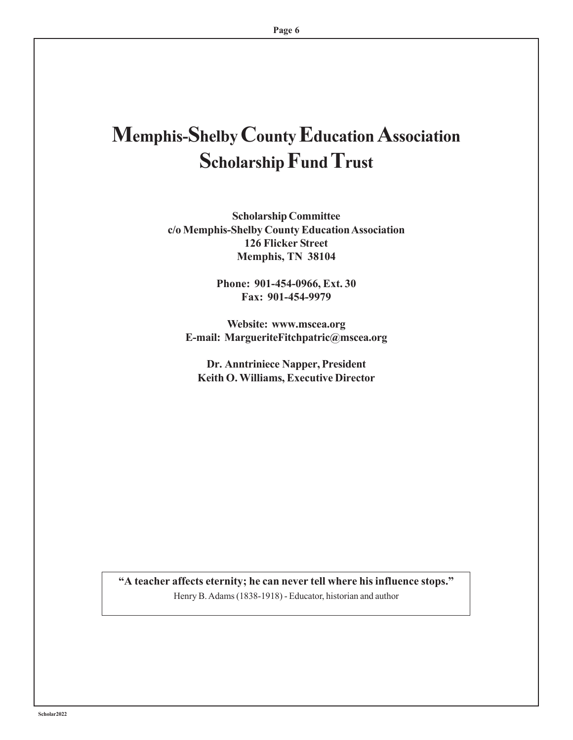# Memphis-Shelby County Education Association Scholarship Fund Trust

**Scholarship Committee**
**c/o Memphis-Shelby County Education Association**
**126 Flicker Street**
**Memphis, TN 38104**

**Phone: 901-454-0966, Ext. 30**
**Fax: 901-454-9979**

**Website: www.mscea.org**
**E-mail: MargueriteFitchpatric@mscea.org**

**Dr. Anntriniece Napper, President**
**Keith O. Williams, Executive Director**

**"A teacher affects eternity; he can never tell where his influence stops."**
Henry B. Adams (1838-1918) - Educator, historian and author